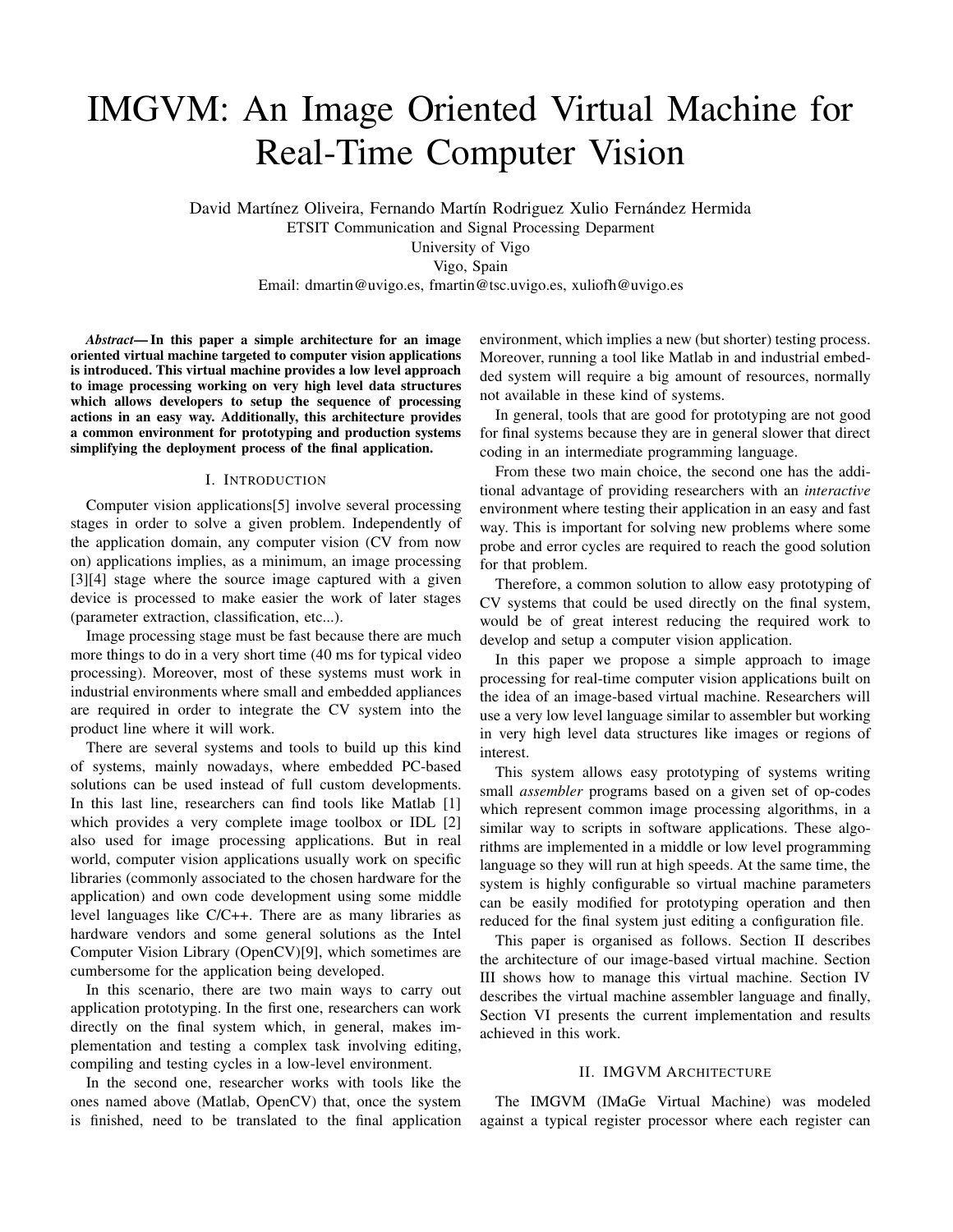# IMGVM: An Image Oriented Virtual Machine for Real-Time Computer Vision

David Martínez Oliveira, Fernando Martín Rodriguez Xulio Fernández Hermida
ETSIT Communication and Signal Processing Depart­ment
University of Vigo
Vigo, Spain
Email: dmartin@uvigo.es, fmartin@tsc.uvigo.es, xuliofh@uvigo.es

***Abstract*— In this paper a simple architecture for an image oriented virtual machine targeted to computer vision applications is introduced. This virtual machine provides a low level approach to image processing working on very high level data structures which allows developers to setup the sequence of processing actions in an easy way. Additionally, this architecture provides a common environment for prototyping and production systems simplifying the deployment process of the final application.**

## I. Introduction

Computer vision applications[5] involve several processing stages in order to solve a given problem. Independently of the application domain, any computer vision (CV from now on) applications implies, as a minimum, an image processing [3][4] stage where the source image captured with a given device is processed to make easier the work of later stages (parameter extraction, classification, etc...).

Image processing stage must be fast because there are much more things to do in a very short time (40 ms for typical video processing). Moreover, most of these systems must work in industrial environments where small and embedded appliances are required in order to integrate the CV system into the product line where it will work.

There are several systems and tools to build up this kind of systems, mainly nowadays, where embedded PC-based solutions can be used instead of full custom developments. In this last line, researchers can find tools like Matlab [1] which provides a very complete image toolbox or IDL [2] also used for image processing applications. But in real world, computer vision applications usually work on specific libraries (commonly associated to the chosen hardware for the application) and own code development using some middle level languages like C/C++. There are as many libraries as hardware vendors and some general solutions as the Intel Computer Vision Library (OpenCV)[9], which sometimes are cumbersome for the application being developed.

In this scenario, there are two main ways to carry out application prototyping. In the first one, researchers can work directly on the final system which, in general, makes implementation and testing a complex task involving editing, compiling and testing cycles in a low-level environment.

In the second one, researcher works with tools like the ones named above (Matlab, OpenCV) that, once the system is finished, need to be translated to the final application environment, which implies a new (but shorter) testing process. Moreover, running a tool like Matlab in and industrial embedded system will require a big amount of resources, normally not available in these kind of systems.

In general, tools that are good for prototyping are not good for final systems because they are in general slower that direct coding in an intermediate programming language.

From these two main choice, the second one has the additional advantage of providing researchers with an *interactive* environment where testing their application in an easy and fast way. This is important for solving new problems where some probe and error cycles are required to reach the good solution for that problem.

Therefore, a common solution to allow easy prototyping of CV systems that could be used directly on the final system, would be of great interest reducing the required work to develop and setup a computer vision application.

In this paper we propose a simple approach to image processing for real-time computer vision applications built on the idea of an image-based virtual machine. Researchers will use a very low level language similar to assembler but working in very high level data structures like images or regions of interest.

This system allows easy prototyping of systems writing small *assembler* programs based on a given set of op-codes which represent common image processing algorithms, in a similar way to scripts in software applications. These algorithms are implemented in a middle or low level programming language so they will run at high speeds. At the same time, the system is highly configurable so virtual machine parameters can be easily modified for prototyping operation and then reduced for the final system just editing a configuration file.

This paper is organised as follows. Section II describes the architecture of our image-based virtual machine. Section III shows how to manage this virtual machine. Section IV describes the virtual machine assembler language and finally, Section VI presents the current implementation and results achieved in this work.

## II. IMGVM Architecture

The IMGVM (IMaGe Virtual Machine) was modeled against a typical register processor where each register can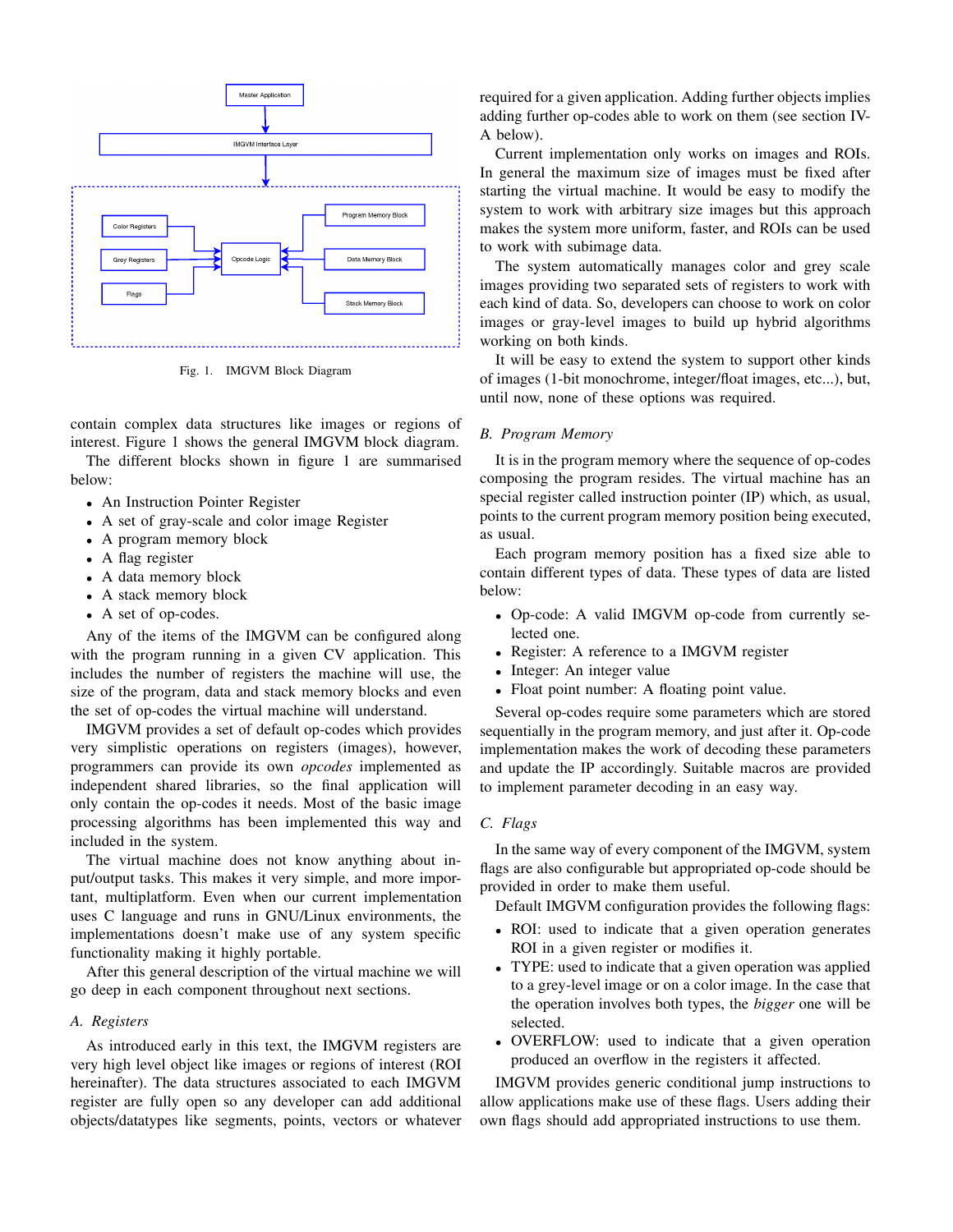Master Application

IMGVM Interface Layer

Color Registers

Grey Registers

Flags

Opcode Logic

Program Memory Block

Data Memory Block

Stack Memory Block

Fig. 1. IMGVM Block Diagram

contain complex data structures like images or regions of interest. Figure 1 shows the general IMGVM block diagram.

The different blocks shown in figure 1 are summarised below:

- An Instruction Pointer Register
- A set of gray-scale and color image Register
- A program memory block
- A flag register
- A data memory block
- A stack memory block
- A set of op-codes.

Any of the items of the IMGVM can be configured along with the program running in a given CV application. This includes the number of registers the machine will use, the size of the program, data and stack memory blocks and even the set of op-codes the virtual machine will understand.

IMGVM provides a set of default op-codes which provides very simplistic operations on registers (images), however, programmers can provide its own *opcodes* implemented as independent shared libraries, so the final application will only contain the op-codes it needs. Most of the basic image processing algorithms has been implemented this way and included in the system.

The virtual machine does not know anything about input/output tasks. This makes it very simple, and more important, multiplatform. Even when our current implementation uses C language and runs in GNU/Linux environments, the implementations doesn't make use of any system specific functionality making it highly portable.

After this general description of the virtual machine we will go deep in each component throughout next sections.

### A. Registers

As introduced early in this text, the IMGVM registers are very high level object like images or regions of interest (ROI hereinafter). The data structures associated to each IMGVM register are fully open so any developer can add additional objects/datatypes like segments, points, vectors or whatever required for a given application. Adding further objects implies adding further op-codes able to work on them (see section IV-A below).

Current implementation only works on images and ROIs. In general the maximum size of images must be fixed after starting the virtual machine. It would be easy to modify the system to work with arbitrary size images but this approach makes the system more uniform, faster, and ROIs can be used to work with subimage data.

The system automatically manages color and grey scale images providing two separated sets of registers to work with each kind of data. So, developers can choose to work on color images or gray-level images to build up hybrid algorithms working on both kinds.

It will be easy to extend the system to support other kinds of images (1-bit monochrome, integer/float images, etc...), but, until now, none of these options was required.

### B. Program Memory

It is in the program memory where the sequence of op-codes composing the program resides. The virtual machine has an special register called instruction pointer (IP) which, as usual, points to the current program memory position being executed, as usual.

Each program memory position has a fixed size able to contain different types of data. These types of data are listed below:

- Op-code: A valid IMGVM op-code from currently selected one.
- Register: A reference to a IMGVM register
- Integer: An integer value
- Float point number: A floating point value.

Several op-codes require some parameters which are stored sequentially in the program memory, and just after it. Op-code implementation makes the work of decoding these parameters and update the IP accordingly. Suitable macros are provided to implement parameter decoding in an easy way.

### C. Flags

In the same way of every component of the IMGVM, system flags are also configurable but appropriated op-code should be provided in order to make them useful.

Default IMGVM configuration provides the following flags:

- ROI: used to indicate that a given operation generates ROI in a given register or modifies it.
- TYPE: used to indicate that a given operation was applied to a grey-level image or on a color image. In the case that the operation involves both types, the *bigger* one will be selected.
- OVERFLOW: used to indicate that a given operation produced an overflow in the registers it affected.

IMGVM provides generic conditional jump instructions to allow applications make use of these flags. Users adding their own flags should add appropriated instructions to use them.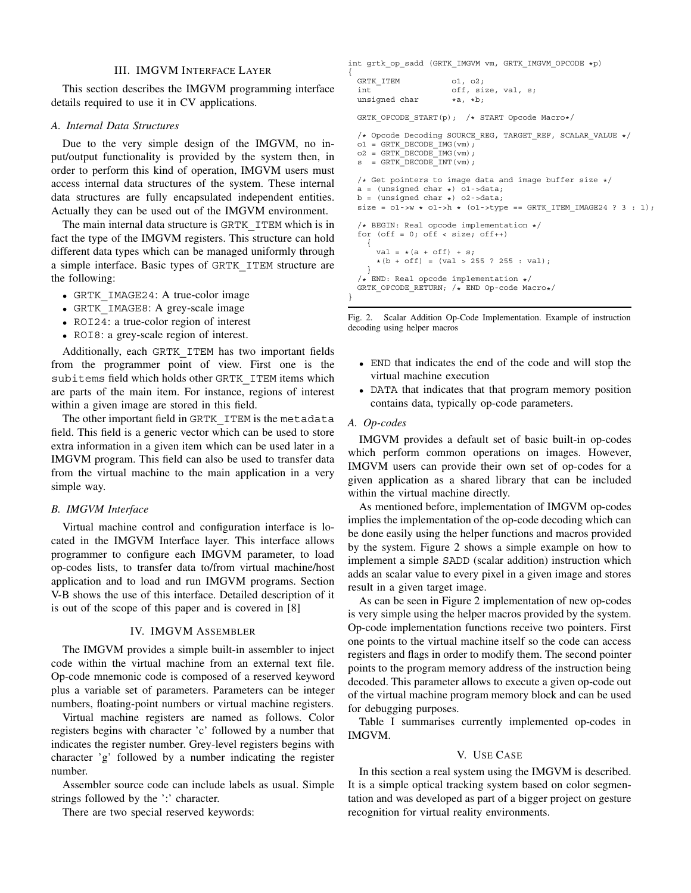## III. IMGVM Interface Layer

This section describes the IMGVM programming interface details required to use it in CV applications.

### A. Internal Data Structures

Due to the very simple design of the IMGVM, no input/output functionality is provided by the system then, in order to perform this kind of operation, IMGVM users must access internal data structures of the system. These internal data structures are fully encapsulated independent entities. Actually they can be used out of the IMGVM environment.

The main internal data structure is `GRTK_ITEM` which is in fact the type of the IMGVM registers. This structure can hold different data types which can be managed uniformly through a simple interface. Basic types of `GRTK_ITEM` structure are the following:

- `GRTK_IMAGE24`: A true-color image
- `GRTK_IMAGE8`: A grey-scale image
- `ROI24`: a true-color region of interest
- `ROI8`: a grey-scale region of interest.

Additionally, each `GRTK_ITEM` has two important fields from the programmer point of view. First one is the `subitems` field which holds other `GRTK_ITEM` items which are parts of the main item. For instance, regions of interest within a given image are stored in this field.

The other important field in `GRTK_ITEM` is the `metadata` field. This field is a generic vector which can be used to store extra information in a given item which can be used later in a IMGVM program. This field can also be used to transfer data from the virtual machine to the main application in a very simple way.

### B. IMGVM Interface

Virtual machine control and configuration interface is located in the IMGVM Interface layer. This interface allows programmer to configure each IMGVM parameter, to load op-codes lists, to transfer data to/from virtual machine/host application and to load and run IMGVM programs. Section V-B shows the use of this interface. Detailed description of it is out of the scope of this paper and is covered in [8]

## IV. IMGVM Assembler

The IMGVM provides a simple built-in assembler to inject code within the virtual machine from an external text file. Op-code mnemonic code is composed of a reserved keyword plus a variable set of parameters. Parameters can be integer numbers, floating-point numbers or virtual machine registers.

Virtual machine registers are named as follows. Color registers begins with character 'c' followed by a number that indicates the register number. Grey-level registers begins with character 'g' followed by a number indicating the register number.

Assembler source code can include labels as usual. Simple strings followed by the ':' character.

There are two special reserved keywords:

```
int grtk_op_sadd (GRTK_IMGVM vm, GRTK_IMGVM_OPCODE *p)
{
  GRTK_ITEM          o1, o2;
  int                off, size, val, s;
  unsigned char      *a, *b;

  GRTK_OPCODE_START(p);  /* START Opcode Macro*/

  /* Opcode Decoding SOURCE_REG, TARGET_REF, SCALAR_VALUE */
  o1 = GRTK_DECODE_IMG(vm);
  o2 = GRTK_DECODE_IMG(vm);
  s  = GRTK_DECODE_INT(vm);

  /* Get pointers to image data and image buffer size */
  a = (unsigned char *) o1->data;
  b = (unsigned char *) o2->data;
  size = o1->w * o1->h * (o1->type == GRTK_ITEM_IMAGE24 ? 3 : 1);

  /* BEGIN: Real opcode implementation */
  for (off = 0; off < size; off++)
    {
      val = *(a + off) + s;
      *(b + off) = (val > 255 ? 255 : val);
    }
  /* END: Real opcode implementation */
  GRTK_OPCODE_RETURN; /* END Op-code Macro*/
}
```

Fig. 2. Scalar Addition Op-Code Implementation. Example of instruction decoding using helper macros

- `END` that indicates the end of the code and will stop the virtual machine execution
- `DATA` that indicates that that program memory position contains data, typically op-code parameters.

### A. Op-codes

IMGVM provides a default set of basic built-in op-codes which perform common operations on images. However, IMGVM users can provide their own set of op-codes for a given application as a shared library that can be included within the virtual machine directly.

As mentioned before, implementation of IMGVM op-codes implies the implementation of the op-code decoding which can be done easily using the helper functions and macros provided by the system. Figure 2 shows a simple example on how to implement a simple `SADD` (scalar addition) instruction which adds an scalar value to every pixel in a given image and stores result in a given target image.

As can be seen in Figure 2 implementation of new op-codes is very simple using the helper macros provided by the system. Op-code implementation functions receive two pointers. First one points to the virtual machine itself so the code can access registers and flags in order to modify them. The second pointer points to the program memory address of the instruction being decoded. This parameter allows to execute a given op-code out of the virtual machine program memory block and can be used for debugging purposes.

Table I summarises currently implemented op-codes in IMGVM.

## V. Use Case

In this section a real system using the IMGVM is described. It is a simple optical tracking system based on color segmentation and was developed as part of a bigger project on gesture recognition for virtual reality environments.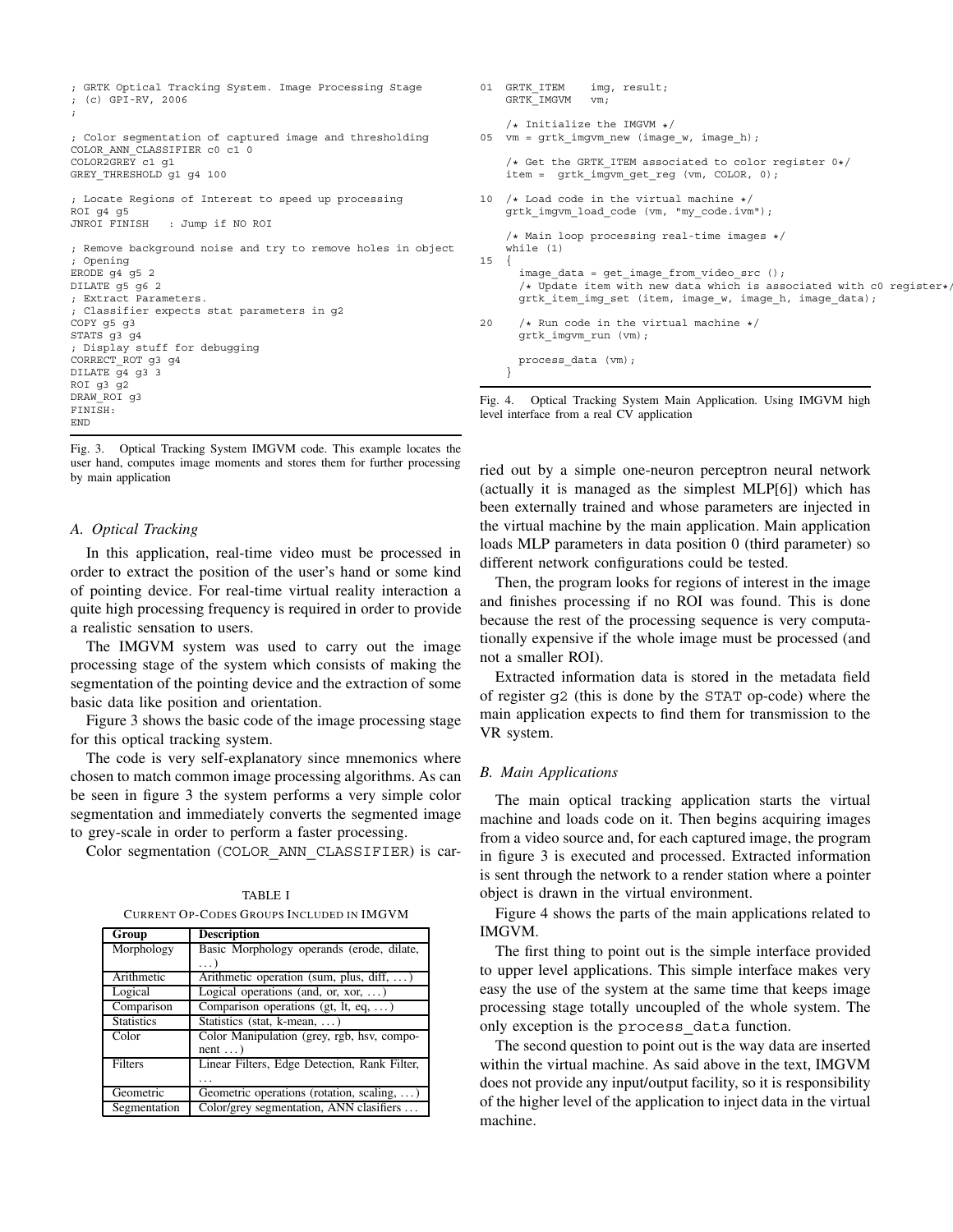```
; GRTK Optical Tracking System. Image Processing Stage
; (c) GPI-RV, 2006
;

; Color segmentation of captured image and thresholding
COLOR_ANN_CLASSIFIER c0 c1 0
COLOR2GREY c1 g1
GREY_THRESHOLD g1 g4 100

; Locate Regions of Interest to speed up processing
ROI g4 g5
JNROI FINISH   : Jump if NO ROI

; Remove background noise and try to remove holes in object
; Opening
ERODE g4 g5 2
DILATE g5 g6 2
; Extract Parameters.
; Classifier expects stat parameters in g2
COPY g5 g3
STATS g3 g4
; Display stuff for debugging
CORRECT_ROT g3 g4
DILATE g4 g3 3
ROI g3 g2
DRAW_ROI g3
FINISH:
END
```

Fig. 3. Optical Tracking System IMGVM code. This example locates the user hand, computes image moments and stores them for further processing by main application

### A. Optical Tracking

In this application, real-time video must be processed in order to extract the position of the user's hand or some kind of pointing device. For real-time virtual reality interaction a quite high processing frequency is required in order to provide a realistic sensation to users.

The IMGVM system was used to carry out the image processing stage of the system which consists of making the segmentation of the pointing device and the extraction of some basic data like position and orientation.

Figure 3 shows the basic code of the image processing stage for this optical tracking system.

The code is very self-explanatory since mnemonics where chosen to match common image processing algorithms. As can be seen in figure 3 the system performs a very simple color segmentation and immediately converts the segmented image to grey-scale in order to perform a faster processing.

Color segmentation (COLOR_ANN_CLASSIFIER) is carried out by a simple one-neuron perceptron neural network (actually it is managed as the simplest MLP[6]) which has been externally trained and whose parameters are injected in the virtual machine by the main application. Main application loads MLP parameters in data position 0 (third parameter) so different network configurations could be tested.

TABLE I
CURRENT OP-CODES GROUPS INCLUDED IN IMGVM

| Group | Description |
|---|---|
| Morphology | Basic Morphology operands (erode, dilate, ...) |
| Arithmetic | Arithmetic operation (sum, plus, diff, ...) |
| Logical | Logical operations (and, or, xor, ...) |
| Comparison | Comparison operations (gt, lt, eq, ...) |
| Statistics | Statistics (stat, k-mean, ...) |
| Color | Color Manipulation (grey, rgb, hsv, component ...) |
| Filters | Linear Filters, Edge Detection, Rank Filter, ... |
| Geometric | Geometric operations (rotation, scaling, ...) |
| Segmentation | Color/grey segmentation, ANN clasifiers ... |

```
01  GRTK_ITEM    img, result;
    GRTK_IMGVM   vm;

    /* Initialize the IMGVM */
05  vm = grtk_imgvm_new (image_w, image_h);

    /* Get the GRTK_ITEM associated to color register 0*/
    item =  grtk_imgvm_get_reg (vm, COLOR, 0);

10  /* Load code in the virtual machine */
    grtk_imgvm_load_code (vm, "my_code.ivm");

    /* Main loop processing real-time images */
    while (1)
15  {
      image_data = get_image_from_video_src ();
      /* Update item with new data which is associated with c0 register*/
      grtk_item_img_set (item, image_w, image_h, image_data);

20    /* Run code in the virtual machine */
      grtk_imgvm_run (vm);

      process_data (vm);
    }
```

Fig. 4. Optical Tracking System Main Application. Using IMGVM high level interface from a real CV application

Then, the program looks for regions of interest in the image and finishes processing if no ROI was found. This is done because the rest of the processing sequence is very computationally expensive if the whole image must be processed (and not a smaller ROI).

Extracted information data is stored in the metadata field of register g2 (this is done by the STAT op-code) where the main application expects to find them for transmission to the VR system.

### B. Main Applications

The main optical tracking application starts the virtual machine and loads code on it. Then begins acquiring images from a video source and, for each captured image, the program in figure 3 is executed and processed. Extracted information is sent through the network to a render station where a pointer object is drawn in the virtual environment.

Figure 4 shows the parts of the main applications related to IMGVM.

The first thing to point out is the simple interface provided to upper level applications. This simple interface makes very easy the use of the system at the same time that keeps image processing stage totally uncoupled of the whole system. The only exception is the process_data function.

The second question to point out is the way data are inserted within the virtual machine. As said above in the text, IMGVM does not provide any input/output facility, so it is responsibility of the higher level of the application to inject data in the virtual machine.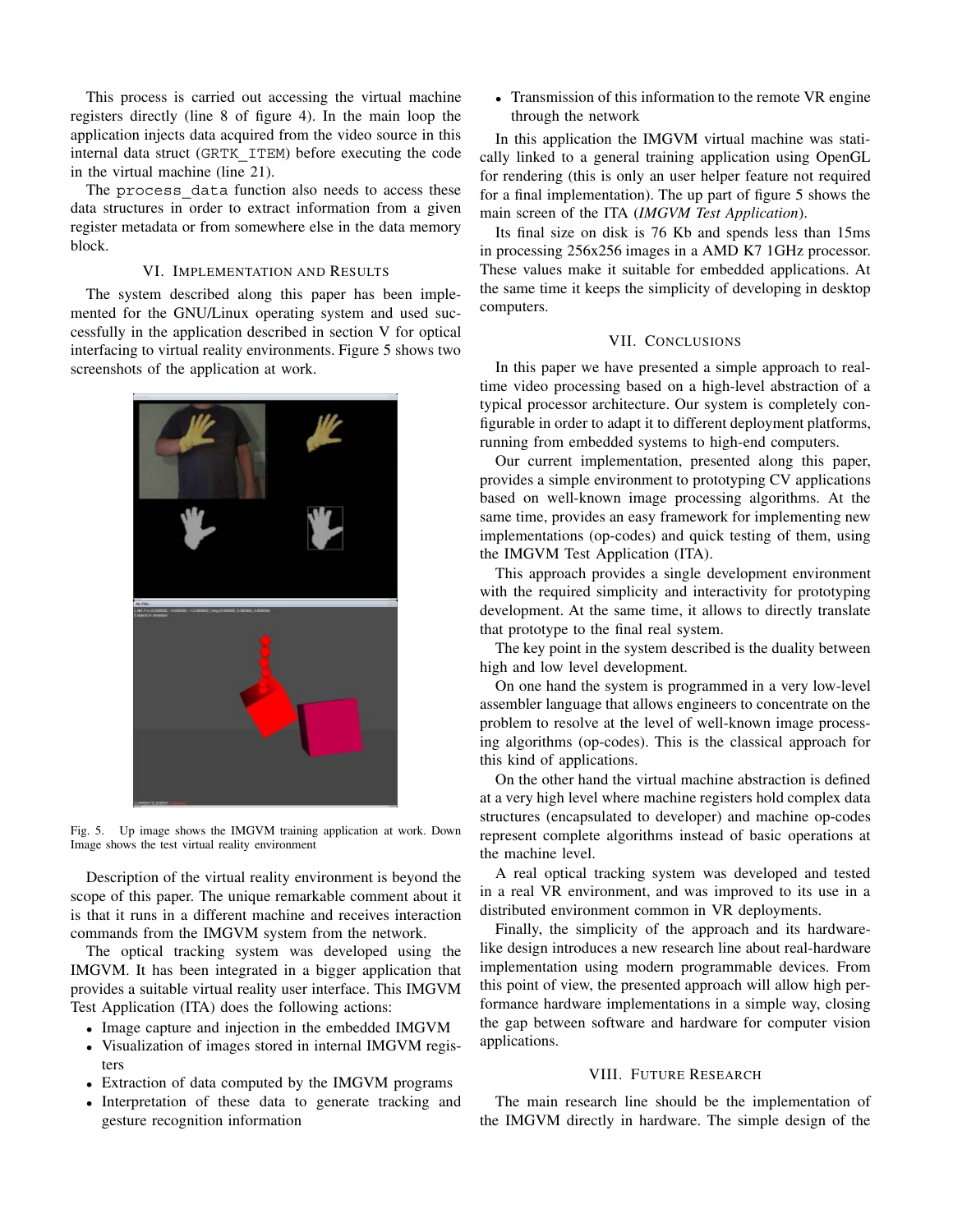This process is carried out accessing the virtual machine registers directly (line 8 of figure 4). In the main loop the application injects data acquired from the video source in this internal data struct (`GRTK_ITEM`) before executing the code in the virtual machine (line 21).

The `process_data` function also needs to access these data structures in order to extract information from a given register metadata or from somewhere else in the data memory block.

## VI. Implementation and Results

The system described along this paper has been implemented for the GNU/Linux operating system and used successfully in the application described in section V for optical interfacing to virtual reality environments. Figure 5 shows two screenshots of the application at work.

Fig. 5. Up image shows the IMGVM training application at work. Down Image shows the test virtual reality environment

Description of the virtual reality environment is beyond the scope of this paper. The unique remarkable comment about it is that it runs in a different machine and receives interaction commands from the IMGVM system from the network.

The optical tracking system was developed using the IMGVM. It has been integrated in a bigger application that provides a suitable virtual reality user interface. This IMGVM Test Application (ITA) does the following actions:

- Image capture and injection in the embedded IMGVM
- Visualization of images stored in internal IMGVM registers
- Extraction of data computed by the IMGVM programs
- Interpretation of these data to generate tracking and gesture recognition information
- Transmission of this information to the remote VR engine through the network

In this application the IMGVM virtual machine was statically linked to a general training application using OpenGL for rendering (this is only an user helper feature not required for a final implementation). The up part of figure 5 shows the main screen of the ITA (***IMGVM Test Application***).

Its final size on disk is 76 Kb and spends less than 15ms in processing 256x256 images in a AMD K7 1GHz processor. These values make it suitable for embedded applications. At the same time it keeps the simplicity of developing in desktop computers.

## VII. Conclusions

In this paper we have presented a simple approach to real-time video processing based on a high-level abstraction of a typical processor architecture. Our system is completely configurable in order to adapt it to different deployment platforms, running from embedded systems to high-end computers.

Our current implementation, presented along this paper, provides a simple environment to prototyping CV applications based on well-known image processing algorithms. At the same time, provides an easy framework for implementing new implementations (op-codes) and quick testing of them, using the IMGVM Test Application (ITA).

This approach provides a single development environment with the required simplicity and interactivity for prototyping development. At the same time, it allows to directly translate that prototype to the final real system.

The key point in the system described is the duality between high and low level development.

On one hand the system is programmed in a very low-level assembler language that allows engineers to concentrate on the problem to resolve at the level of well-known image processing algorithms (op-codes). This is the classical approach for this kind of applications.

On the other hand the virtual machine abstraction is defined at a very high level where machine registers hold complex data structures (encapsulated to developer) and machine op-codes represent complete algorithms instead of basic operations at the machine level.

A real optical tracking system was developed and tested in a real VR environment, and was improved to its use in a distributed environment common in VR deployments.

Finally, the simplicity of the approach and its hardware-like design introduces a new research line about real-hardware implementation using modern programmable devices. From this point of view, the presented approach will allow high performance hardware implementations in a simple way, closing the gap between software and hardware for computer vision applications.

## VIII. Future Research

The main research line should be the implementation of the IMGVM directly in hardware. The simple design of the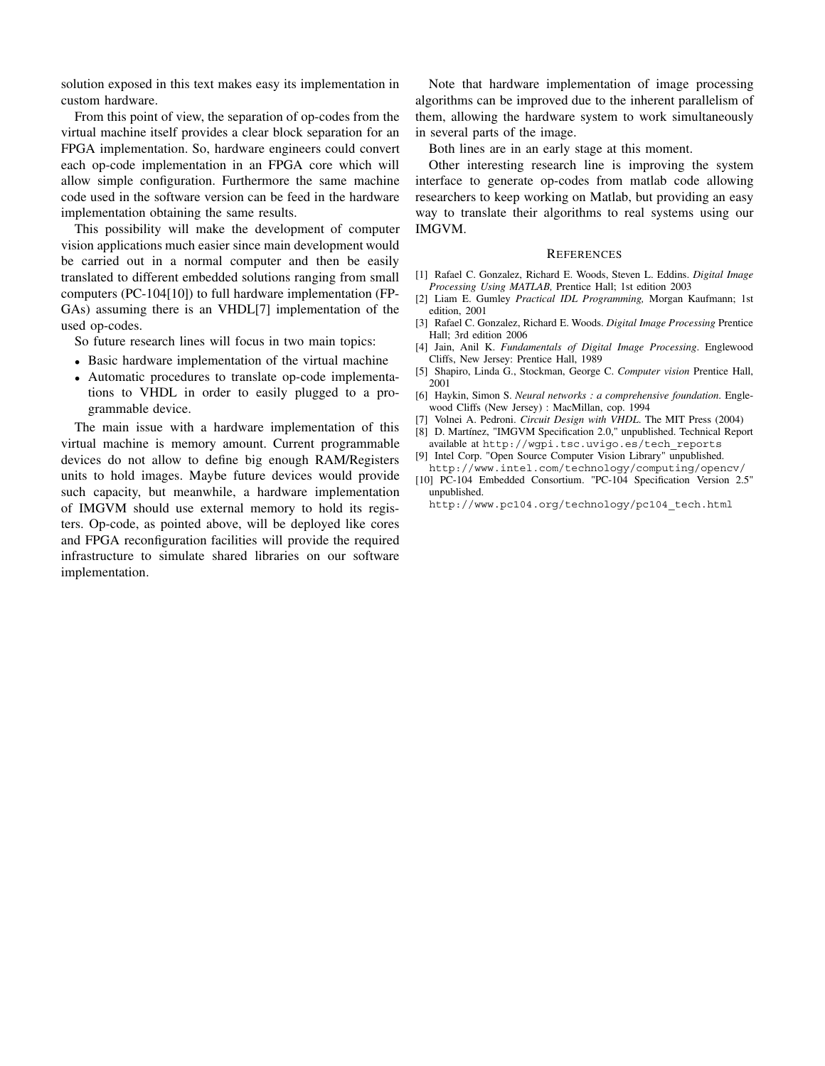solution exposed in this text makes easy its implementation in custom hardware.

From this point of view, the separation of op-codes from the virtual machine itself provides a clear block separation for an FPGA implementation. So, hardware engineers could convert each op-code implementation in an FPGA core which will allow simple configuration. Furthermore the same machine code used in the software version can be feed in the hardware implementation obtaining the same results.

This possibility will make the development of computer vision applications much easier since main development would be carried out in a normal computer and then be easily translated to different embedded solutions ranging from small computers (PC-104[10]) to full hardware implementation (FPGAs) assuming there is an VHDL[7] implementation of the used op-codes.

So future research lines will focus in two main topics:

- Basic hardware implementation of the virtual machine
- Automatic procedures to translate op-code implementations to VHDL in order to easily plugged to a programmable device.

The main issue with a hardware implementation of this virtual machine is memory amount. Current programmable devices do not allow to define big enough RAM/Registers units to hold images. Maybe future devices would provide such capacity, but meanwhile, a hardware implementation of IMGVM should use external memory to hold its registers. Op-code, as pointed above, will be deployed like cores and FPGA reconfiguration facilities will provide the required infrastructure to simulate shared libraries on our software implementation.

Note that hardware implementation of image processing algorithms can be improved due to the inherent parallelism of them, allowing the hardware system to work simultaneously in several parts of the image.

Both lines are in an early stage at this moment.

Other interesting research line is improving the system interface to generate op-codes from matlab code allowing researchers to keep working on Matlab, but providing an easy way to translate their algorithms to real systems using our IMGVM.

## References

[1] Rafael C. Gonzalez, Richard E. Woods, Steven L. Eddins. *Digital Image Processing Using MATLAB,* Prentice Hall; 1st edition 2003

[2] Liam E. Gumley *Practical IDL Programming,* Morgan Kaufmann; 1st edition, 2001

[3] Rafael C. Gonzalez, Richard E. Woods. *Digital Image Processing* Prentice Hall; 3rd edition 2006

[4] Jain, Anil K. *Fundamentals of Digital Image Processing*. Englewood Cliffs, New Jersey: Prentice Hall, 1989

[5] Shapiro, Linda G., Stockman, George C. *Computer vision* Prentice Hall, 2001

[6] Haykin, Simon S. *Neural networks : a comprehensive foundation*. Englewood Cliffs (New Jersey) : MacMillan, cop. 1994

[7] Volnei A. Pedroni. *Circuit Design with VHDL*. The MIT Press (2004)

[8] D. Martínez, "IMGVM Specification 2.0," unpublished. Technical Report available at http://wgpi.tsc.uvigo.es/tech_reports

[9] Intel Corp. "Open Source Computer Vision Library" unpublished. http://www.intel.com/technology/computing/opencv/

[10] PC-104 Embedded Consortium. "PC-104 Specification Version 2.5" unpublished. http://www.pc104.org/technology/pc104_tech.html